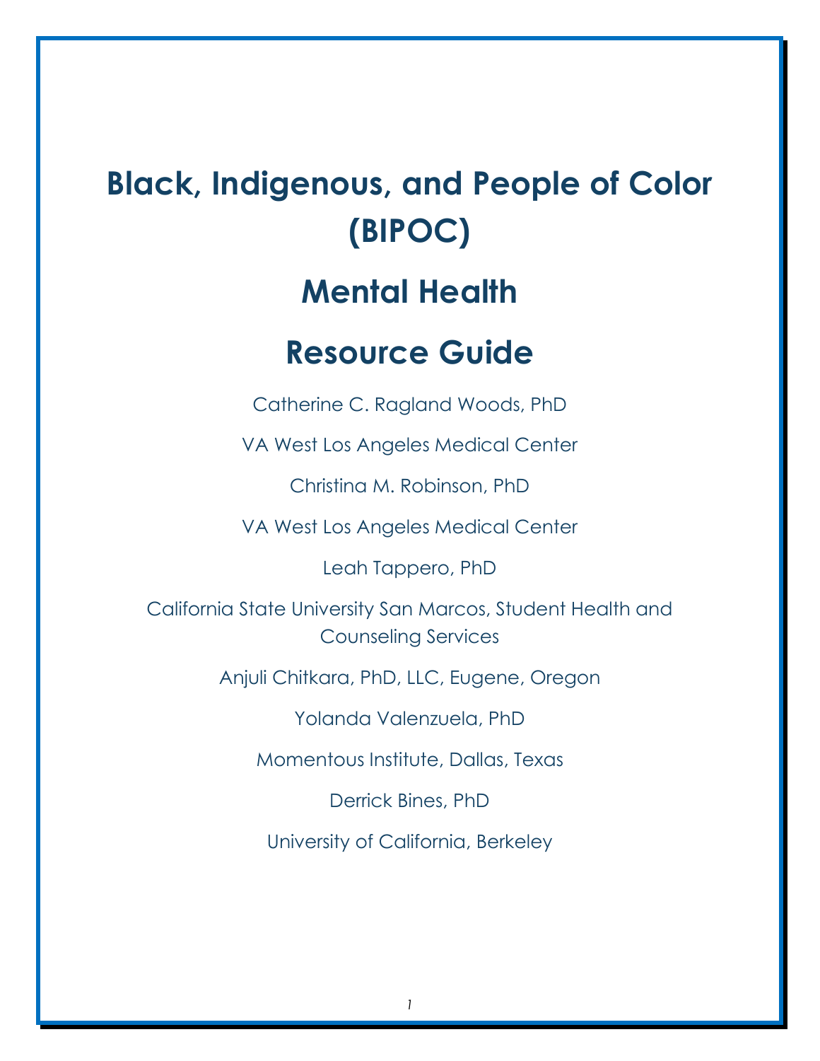# Black, Indigenous, and People of Color (BIPOC)

# Mental Health

# Resource Guide

Catherine C. Ragland Woods, PhD

VA West Los Angeles Medical Center

Christina M. Robinson, PhD

VA West Los Angeles Medical Center

Leah Tappero, PhD

California State University San Marcos, Student Health and Counseling Services

Anjuli Chitkara, PhD, LLC, Eugene, Oregon

Yolanda Valenzuela, PhD

Momentous Institute, Dallas, Texas

Derrick Bines, PhD

University of California, Berkeley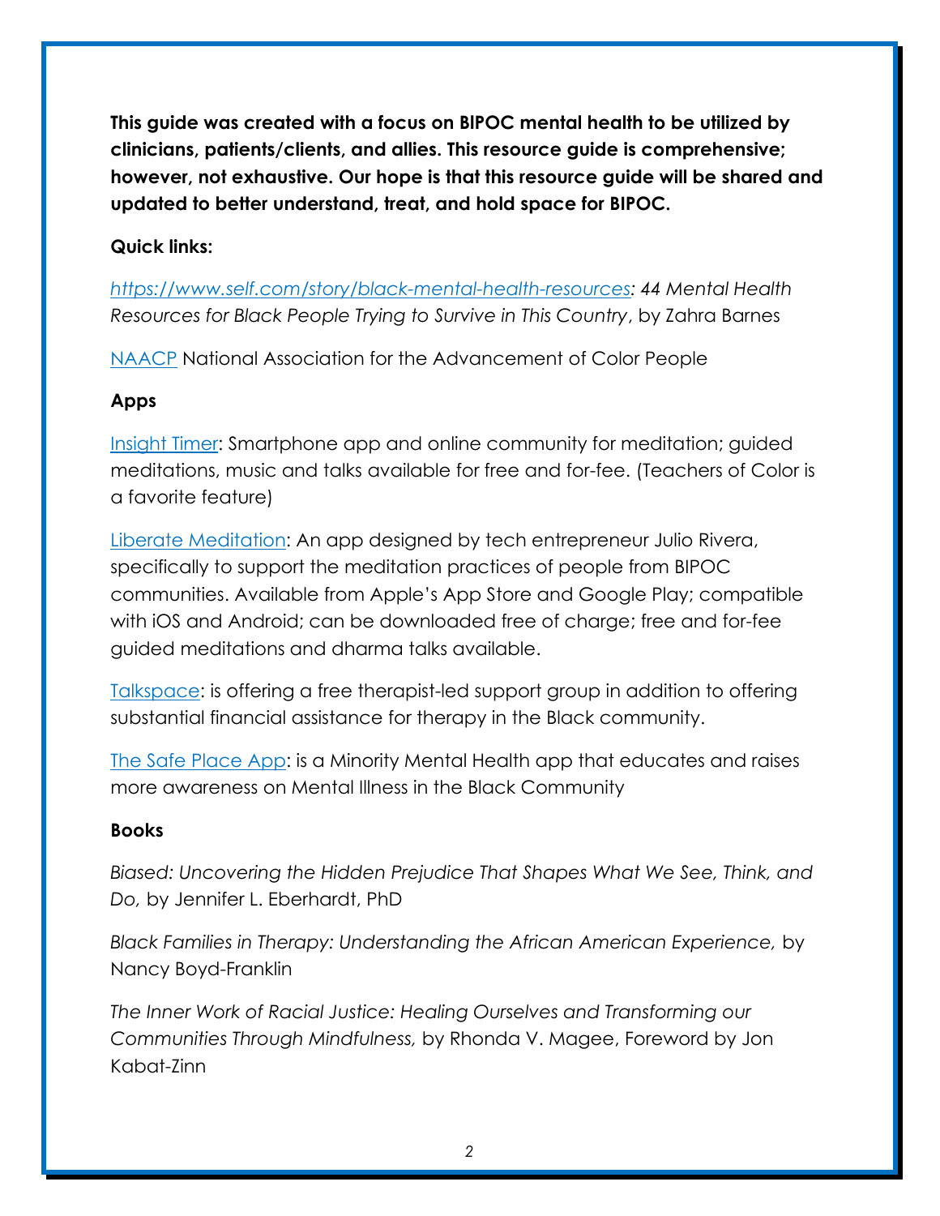**This guide was created with a focus on BIPOC mental health to be utilized by clinicians, patients/clients, and allies. This resource guide is comprehensive; however, not exhaustive. Our hope is that this resource guide will be shared and updated to better understand, treat, and hold space for BIPOC.**

**Quick links:**

*https://www.self.com/story/black-mental-health-resources: 44 Mental Health Resources for Black People Trying to Survive in This Country*, by Zahra Barnes

NAACP National Association for the Advancement of Color People

**Apps**

Insight Timer: Smartphone app and online community for meditation; guided meditations, music and talks available for free and for-fee. (Teachers of Color is a favorite feature)

Liberate Meditation: An app designed by tech entrepreneur Julio Rivera, specifically to support the meditation practices of people from BIPOC communities. Available from Apple's App Store and Google Play; compatible with iOS and Android; can be downloaded free of charge; free and for-fee guided meditations and dharma talks available.

Talkspace: is offering a free therapist-led support group in addition to offering substantial financial assistance for therapy in the Black community.

The Safe Place App: is a Minority Mental Health app that educates and raises more awareness on Mental Illness in the Black Community

**Books**

*Biased: Uncovering the Hidden Prejudice That Shapes What We See, Think, and Do,* by Jennifer L. Eberhardt, PhD

*Black Families in Therapy: Understanding the African American Experience,* by Nancy Boyd-Franklin

*The Inner Work of Racial Justice: Healing Ourselves and Transforming our Communities Through Mindfulness,* by Rhonda V. Magee, Foreword by Jon Kabat-Zinn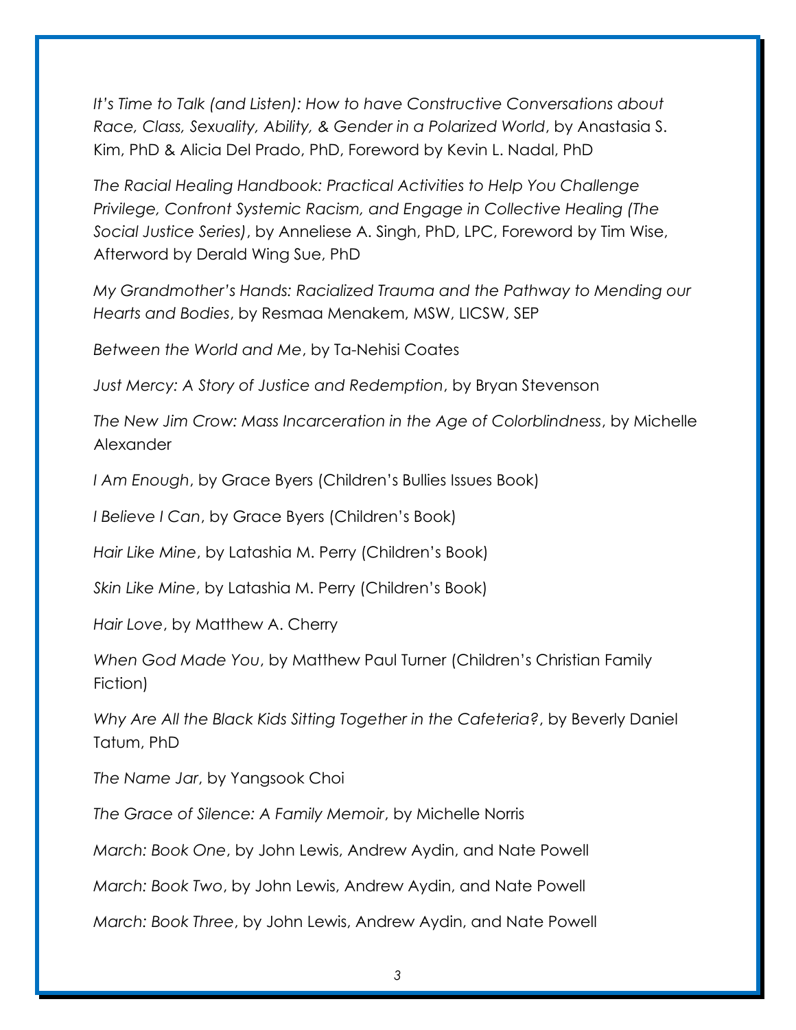*It's Time to Talk (and Listen): How to have Constructive Conversations about Race, Class, Sexuality, Ability, & Gender in a Polarized World*, by Anastasia S. Kim, PhD & Alicia Del Prado, PhD, Foreword by Kevin L. Nadal, PhD

*The Racial Healing Handbook: Practical Activities to Help You Challenge Privilege, Confront Systemic Racism, and Engage in Collective Healing (The Social Justice Series)*, by Anneliese A. Singh, PhD, LPC, Foreword by Tim Wise, Afterword by Derald Wing Sue, PhD

*My Grandmother's Hands: Racialized Trauma and the Pathway to Mending our Hearts and Bodies*, by Resmaa Menakem, MSW, LICSW, SEP

*Between the World and Me*, by Ta-Nehisi Coates

*Just Mercy: A Story of Justice and Redemption*, by Bryan Stevenson

*The New Jim Crow: Mass Incarceration in the Age of Colorblindness*, by Michelle Alexander

*I Am Enough*, by Grace Byers (Children's Bullies Issues Book)

*I Believe I Can*, by Grace Byers (Children's Book)

*Hair Like Mine*, by Latashia M. Perry (Children's Book)

*Skin Like Mine*, by Latashia M. Perry (Children's Book)

*Hair Love*, by Matthew A. Cherry

*When God Made You*, by Matthew Paul Turner (Children's Christian Family Fiction)

*Why Are All the Black Kids Sitting Together in the Cafeteria?*, by Beverly Daniel Tatum, PhD

*The Name Jar*, by Yangsook Choi

*The Grace of Silence: A Family Memoir*, by Michelle Norris

*March: Book One*, by John Lewis, Andrew Aydin, and Nate Powell

*March: Book Two*, by John Lewis, Andrew Aydin, and Nate Powell

*March: Book Three*, by John Lewis, Andrew Aydin, and Nate Powell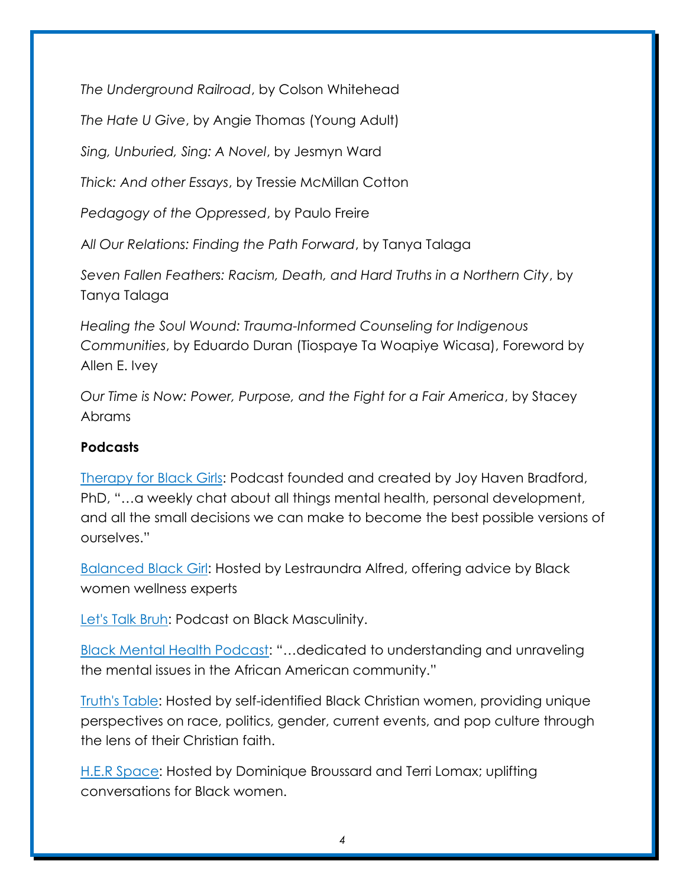*The Underground Railroad*, by Colson Whitehead

*The Hate U Give*, by Angie Thomas (Young Adult)

*Sing, Unburied, Sing: A Novel*, by Jesmyn Ward

*Thick: And other Essays*, by Tressie McMillan Cotton

*Pedagogy of the Oppressed*, by Paulo Freire

*All Our Relations: Finding the Path Forward*, by Tanya Talaga

*Seven Fallen Feathers: Racism, Death, and Hard Truths in a Northern City*, by Tanya Talaga

*Healing the Soul Wound: Trauma-Informed Counseling for Indigenous Communities*, by Eduardo Duran (Tiospaye Ta Woapiye Wicasa), Foreword by Allen E. Ivey

*Our Time is Now: Power, Purpose, and the Fight for a Fair America*, by Stacey Abrams

**Podcasts**

Therapy for Black Girls: Podcast founded and created by Joy Haven Bradford, PhD, "…a weekly chat about all things mental health, personal development, and all the small decisions we can make to become the best possible versions of ourselves."

Balanced Black Girl: Hosted by Lestraundra Alfred, offering advice by Black women wellness experts

Let's Talk Bruh: Podcast on Black Masculinity.

Black Mental Health Podcast: "…dedicated to understanding and unraveling the mental issues in the African American community."

Truth's Table: Hosted by self-identified Black Christian women, providing unique perspectives on race, politics, gender, current events, and pop culture through the lens of their Christian faith.

H.E.R Space: Hosted by Dominique Broussard and Terri Lomax; uplifting conversations for Black women.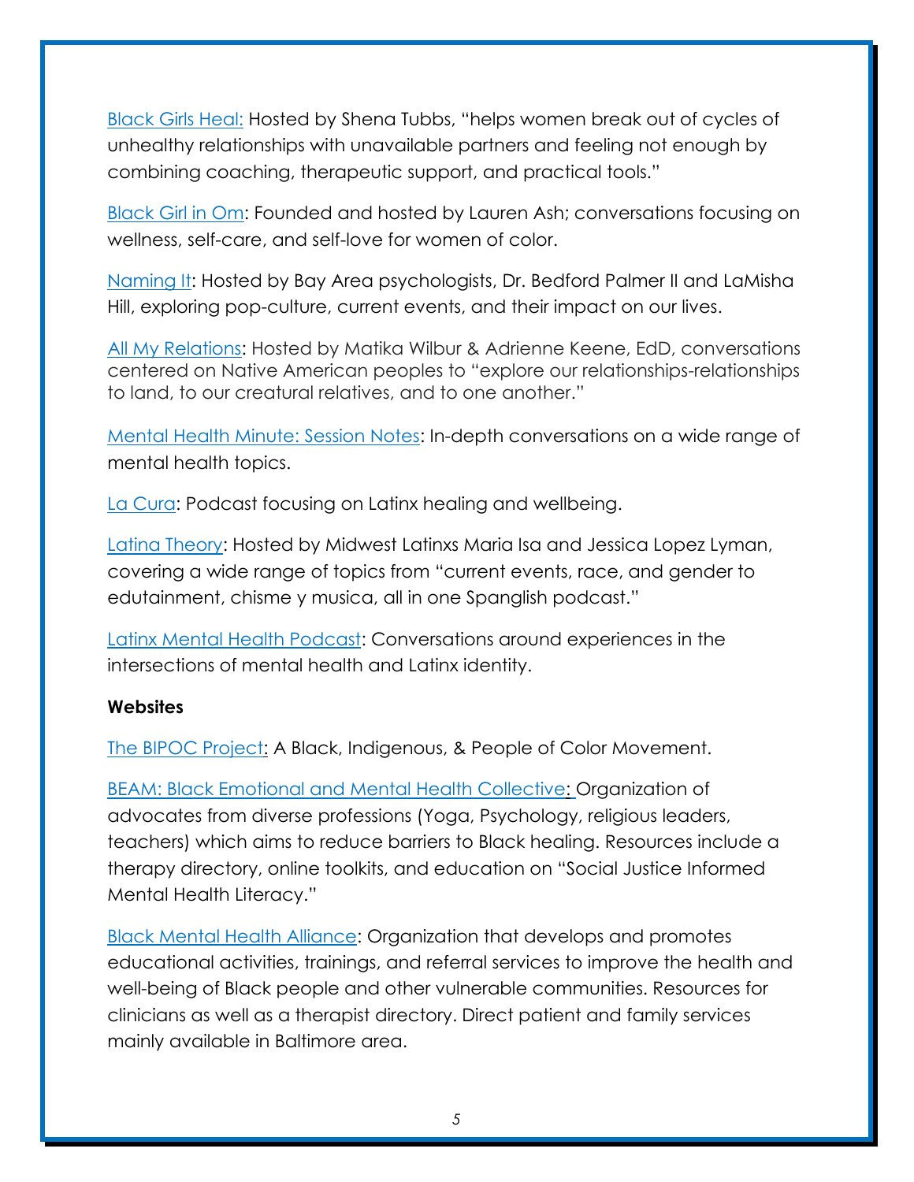Black Girls Heal: Hosted by Shena Tubbs, "helps women break out of cycles of unhealthy relationships with unavailable partners and feeling not enough by combining coaching, therapeutic support, and practical tools."

Black Girl in Om: Founded and hosted by Lauren Ash; conversations focusing on wellness, self-care, and self-love for women of color.

Naming It: Hosted by Bay Area psychologists, Dr. Bedford Palmer II and LaMisha Hill, exploring pop-culture, current events, and their impact on our lives.

All My Relations: Hosted by Matika Wilbur & Adrienne Keene, EdD, conversations centered on Native American peoples to "explore our relationships-relationships to land, to our creatural relatives, and to one another."

Mental Health Minute: Session Notes: In-depth conversations on a wide range of mental health topics.

La Cura: Podcast focusing on Latinx healing and wellbeing.

Latina Theory: Hosted by Midwest Latinxs Maria Isa and Jessica Lopez Lyman, covering a wide range of topics from "current events, race, and gender to edutainment, chisme y musica, all in one Spanglish podcast."

Latinx Mental Health Podcast: Conversations around experiences in the intersections of mental health and Latinx identity.

**Websites**

The BIPOC Project: A Black, Indigenous, & People of Color Movement.

BEAM: Black Emotional and Mental Health Collective: Organization of advocates from diverse professions (Yoga, Psychology, religious leaders, teachers) which aims to reduce barriers to Black healing. Resources include a therapy directory, online toolkits, and education on "Social Justice Informed Mental Health Literacy."

Black Mental Health Alliance: Organization that develops and promotes educational activities, trainings, and referral services to improve the health and well-being of Black people and other vulnerable communities. Resources for clinicians as well as a therapist directory. Direct patient and family services mainly available in Baltimore area.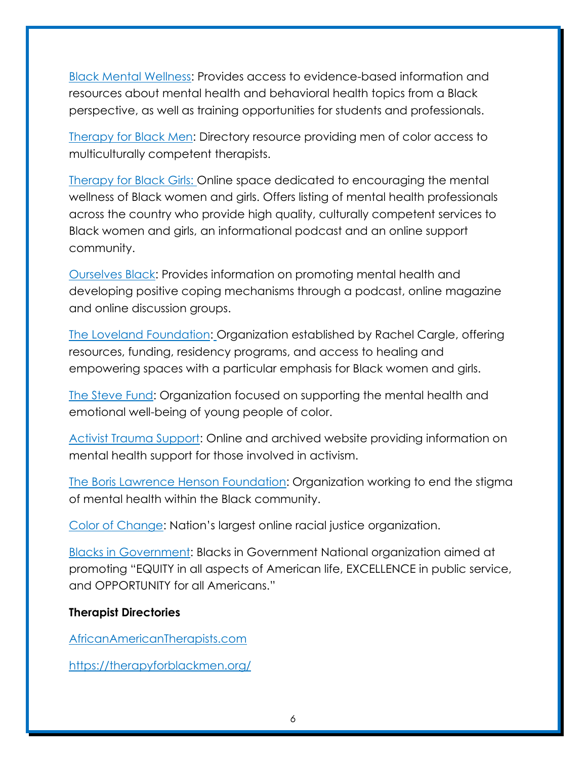Black Mental Wellness: Provides access to evidence-based information and resources about mental health and behavioral health topics from a Black perspective, as well as training opportunities for students and professionals.

Therapy for Black Men: Directory resource providing men of color access to multiculturally competent therapists.

Therapy for Black Girls: Online space dedicated to encouraging the mental wellness of Black women and girls. Offers listing of mental health professionals across the country who provide high quality, culturally competent services to Black women and girls, an informational podcast and an online support community.

Ourselves Black: Provides information on promoting mental health and developing positive coping mechanisms through a podcast, online magazine and online discussion groups.

The Loveland Foundation: Organization established by Rachel Cargle, offering resources, funding, residency programs, and access to healing and empowering spaces with a particular emphasis for Black women and girls.

The Steve Fund: Organization focused on supporting the mental health and emotional well-being of young people of color.

Activist Trauma Support: Online and archived website providing information on mental health support for those involved in activism.

The Boris Lawrence Henson Foundation: Organization working to end the stigma of mental health within the Black community.

Color of Change: Nation's largest online racial justice organization.

Blacks in Government: Blacks in Government National organization aimed at promoting "EQUITY in all aspects of American life, EXCELLENCE in public service, and OPPORTUNITY for all Americans."

**Therapist Directories**

AfricanAmericanTherapists.com

https://therapyforblackmen.org/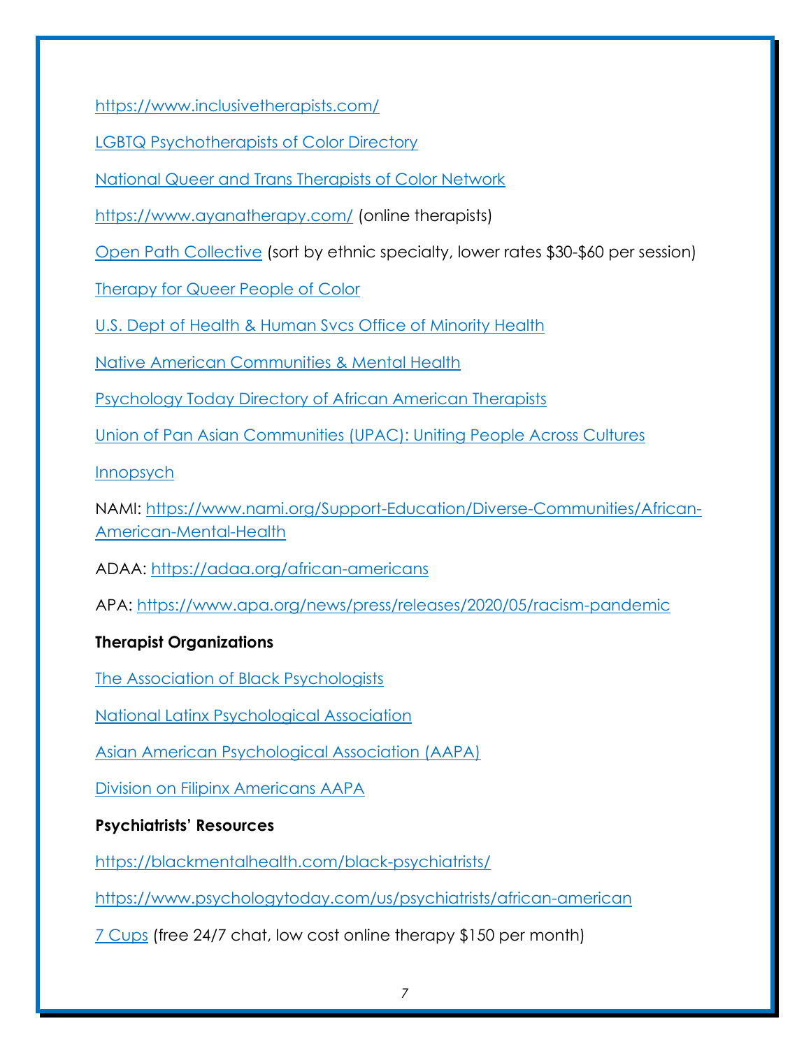https://www.inclusivetherapists.com/

LGBTQ Psychotherapists of Color Directory

National Queer and Trans Therapists of Color Network

https://www.ayanatherapy.com/ (online therapists)

Open Path Collective (sort by ethnic specialty, lower rates $30-$60 per session)

Therapy for Queer People of Color

U.S. Dept of Health & Human Svcs Office of Minority Health

Native American Communities & Mental Health

Psychology Today Directory of African American Therapists

Union of Pan Asian Communities (UPAC): Uniting People Across Cultures

Innopsych

NAMI: https://www.nami.org/Support-Education/Diverse-Communities/African-American-Mental-Health

ADAA: https://adaa.org/african-americans

APA: https://www.apa.org/news/press/releases/2020/05/racism-pandemic

**Therapist Organizations**

The Association of Black Psychologists

National Latinx Psychological Association

Asian American Psychological Association (AAPA)

Division on Filipinx Americans AAPA

**Psychiatrists' Resources**

https://blackmentalhealth.com/black-psychiatrists/

https://www.psychologytoday.com/us/psychiatrists/african-american

7 Cups (free 24/7 chat, low cost online therapy $150 per month)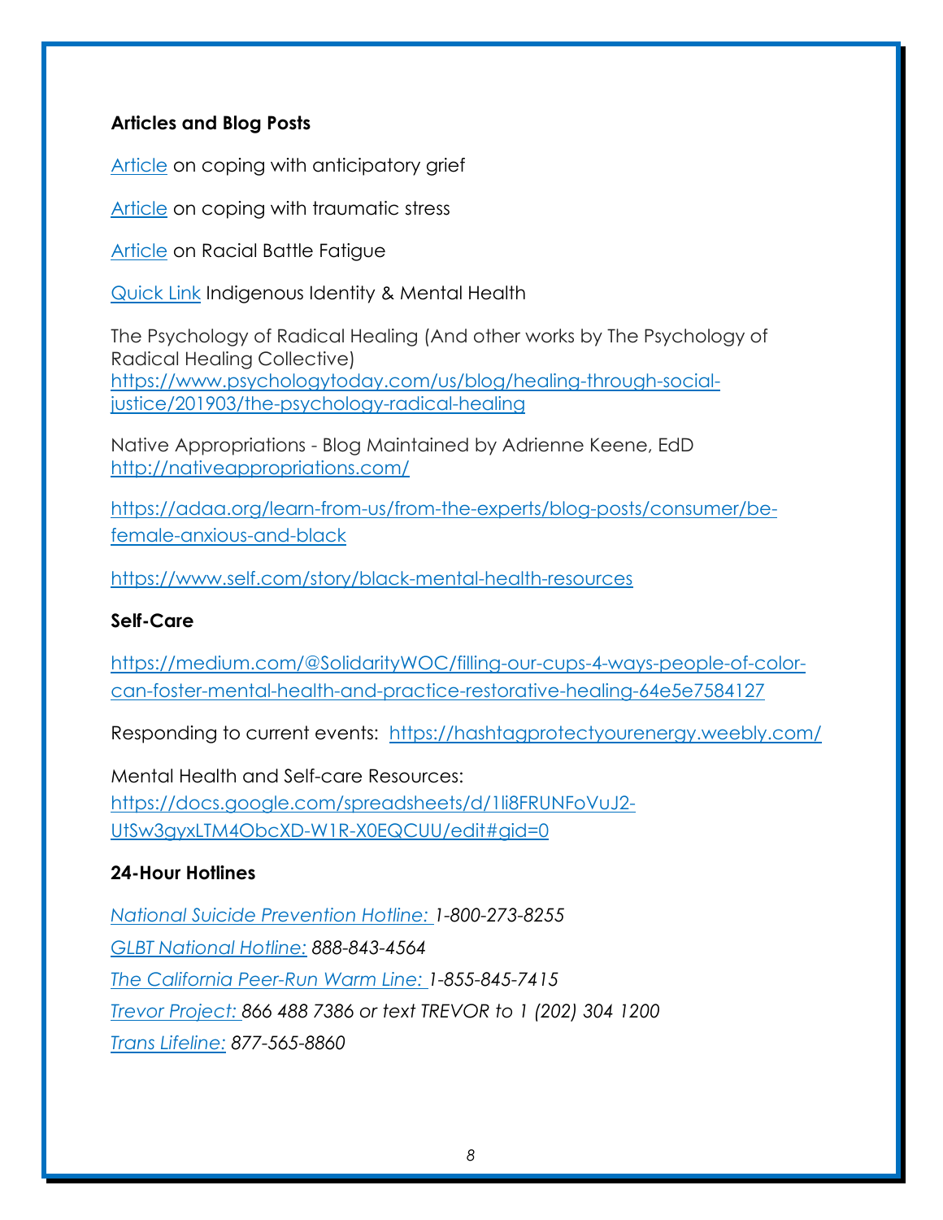**Articles and Blog Posts**

Article on coping with anticipatory grief

Article on coping with traumatic stress

Article on Racial Battle Fatigue

Quick Link Indigenous Identity & Mental Health

The Psychology of Radical Healing (And other works by The Psychology of Radical Healing Collective)
https://www.psychologytoday.com/us/blog/healing-through-social-justice/201903/the-psychology-radical-healing

Native Appropriations - Blog Maintained by Adrienne Keene, EdD
http://nativeappropriations.com/

https://adaa.org/learn-from-us/from-the-experts/blog-posts/consumer/be-female-anxious-and-black

https://www.self.com/story/black-mental-health-resources

**Self-Care**

https://medium.com/@SolidarityWOC/filling-our-cups-4-ways-people-of-color-can-foster-mental-health-and-practice-restorative-healing-64e5e7584127

Responding to current events: https://hashtagprotectyourenergy.weebly.com/

Mental Health and Self-care Resources:
https://docs.google.com/spreadsheets/d/1li8FRUNFoVuJ2-UtSw3gyxLTM4ObcXD-W1R-X0EQCUU/edit#gid=0

**24-Hour Hotlines**

*National Suicide Prevention Hotline: 1-800-273-8255*

*GLBT National Hotline: 888-843-4564*

*The California Peer-Run Warm Line: 1-855-845-7415*

*Trevor Project: 866 488 7386 or text TREVOR to 1 (202) 304 1200*

*Trans Lifeline: 877-565-8860*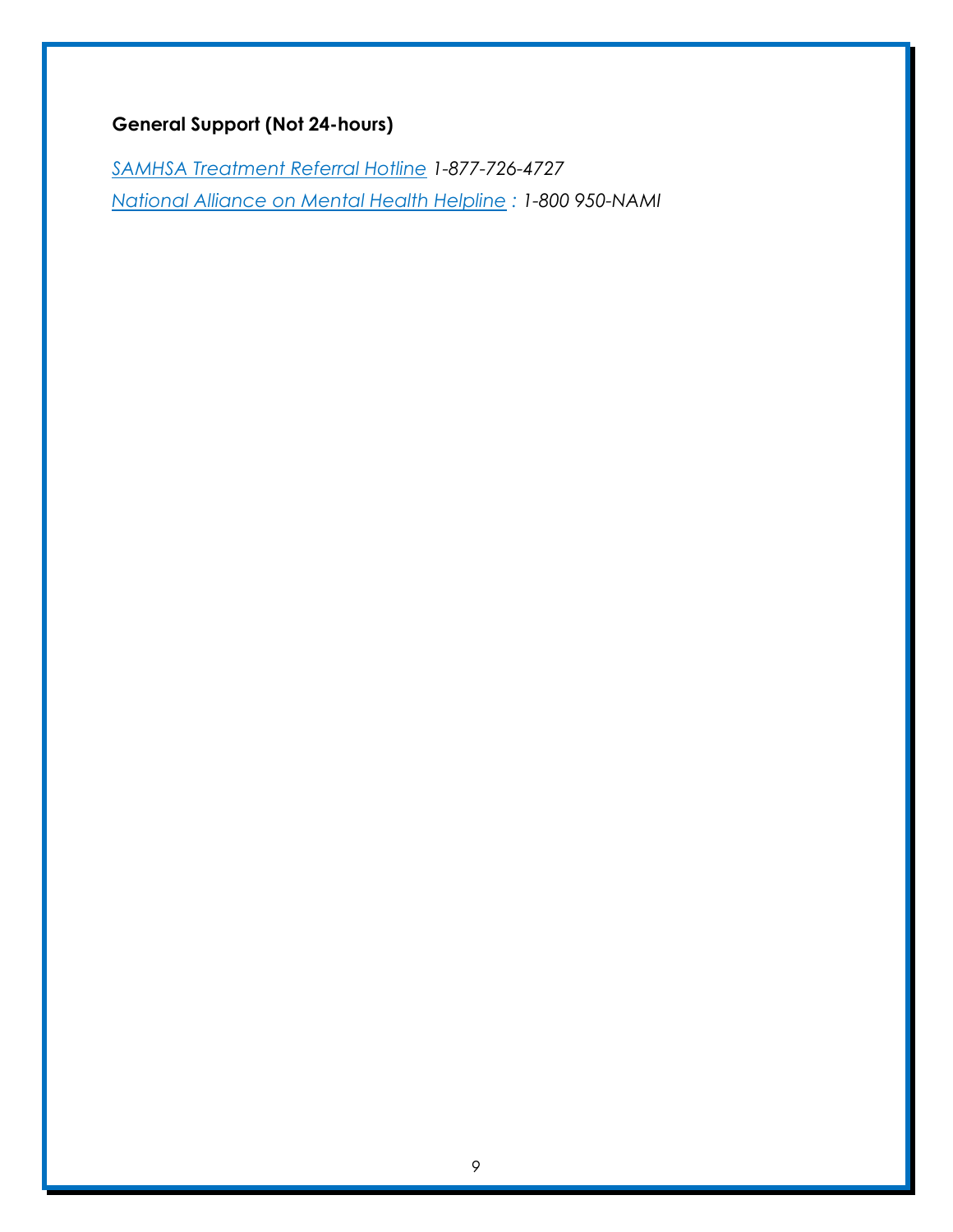**General Support (Not 24-hours)**

*SAMHSA Treatment Referral Hotline 1-877-726-4727*

*National Alliance on Mental Health Helpline : 1-800 950-NAMI*